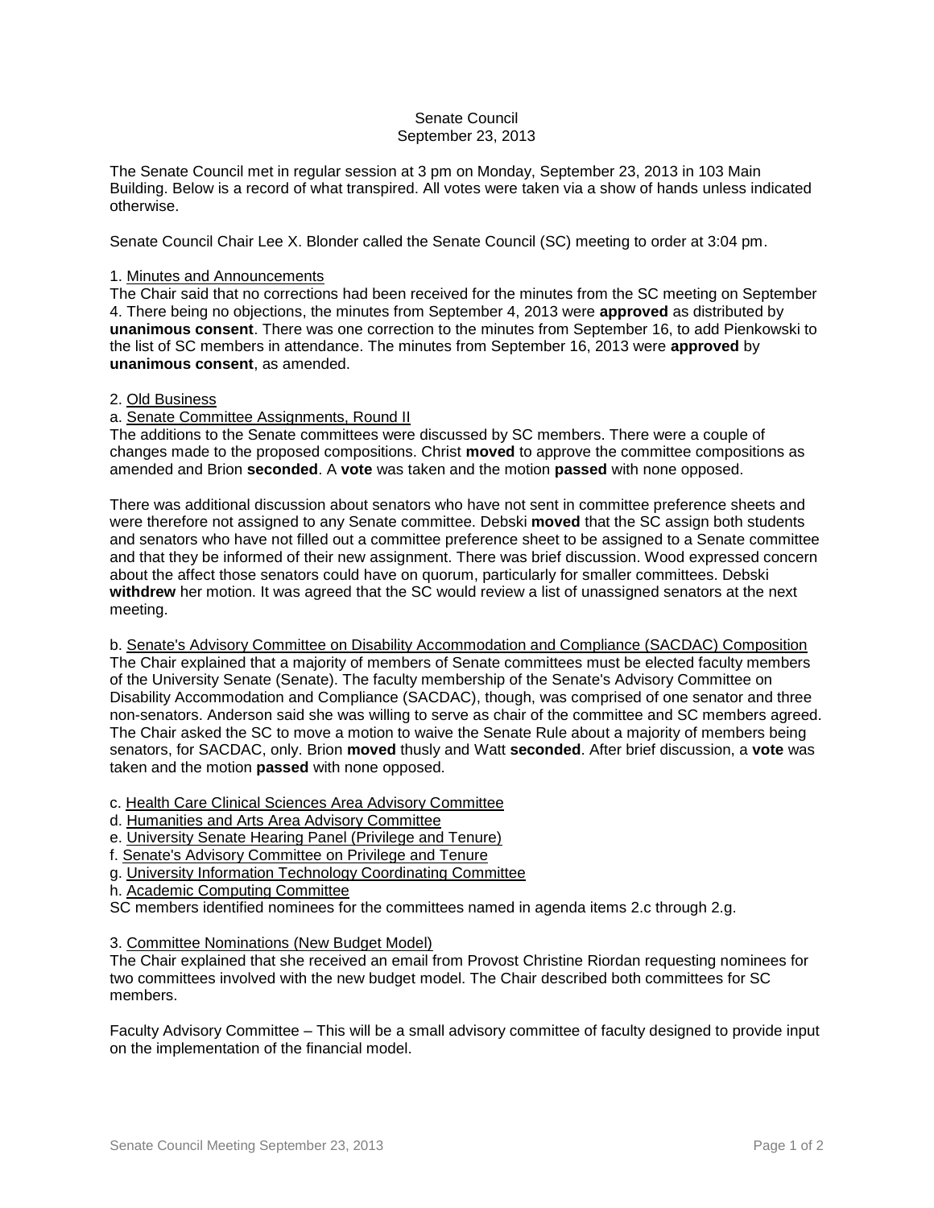# Senate Council
September 23, 2013

The Senate Council met in regular session at 3 pm on Monday, September 23, 2013 in 103 Main Building. Below is a record of what transpired. All votes were taken via a show of hands unless indicated otherwise.

Senate Council Chair Lee X. Blonder called the Senate Council (SC) meeting to order at 3:04 pm.

1. Minutes and Announcements

The Chair said that no corrections had been received for the minutes from the SC meeting on September 4. There being no objections, the minutes from September 4, 2013 were **approved** as distributed by **unanimous consent**. There was one correction to the minutes from September 16, to add Pienkowski to the list of SC members in attendance. The minutes from September 16, 2013 were **approved** by **unanimous consent**, as amended.

2. Old Business

a. Senate Committee Assignments, Round II

The additions to the Senate committees were discussed by SC members. There were a couple of changes made to the proposed compositions. Christ **moved** to approve the committee compositions as amended and Brion **seconded**. A **vote** was taken and the motion **passed** with none opposed.

There was additional discussion about senators who have not sent in committee preference sheets and were therefore not assigned to any Senate committee. Debski **moved** that the SC assign both students and senators who have not filled out a committee preference sheet to be assigned to a Senate committee and that they be informed of their new assignment. There was brief discussion. Wood expressed concern about the affect those senators could have on quorum, particularly for smaller committees. Debski **withdrew** her motion. It was agreed that the SC would review a list of unassigned senators at the next meeting.

b. Senate's Advisory Committee on Disability Accommodation and Compliance (SACDAC) Composition

The Chair explained that a majority of members of Senate committees must be elected faculty members of the University Senate (Senate). The faculty membership of the Senate's Advisory Committee on Disability Accommodation and Compliance (SACDAC), though, was comprised of one senator and three non-senators. Anderson said she was willing to serve as chair of the committee and SC members agreed. The Chair asked the SC to move a motion to waive the Senate Rule about a majority of members being senators, for SACDAC, only. Brion **moved** thusly and Watt **seconded**. After brief discussion, a **vote** was taken and the motion **passed** with none opposed.

c. Health Care Clinical Sciences Area Advisory Committee
d. Humanities and Arts Area Advisory Committee
e. University Senate Hearing Panel (Privilege and Tenure)
f. Senate's Advisory Committee on Privilege and Tenure
g. University Information Technology Coordinating Committee
h. Academic Computing Committee

SC members identified nominees for the committees named in agenda items 2.c through 2.g.

3. Committee Nominations (New Budget Model)

The Chair explained that she received an email from Provost Christine Riordan requesting nominees for two committees involved with the new budget model. The Chair described both committees for SC members.

Faculty Advisory Committee – This will be a small advisory committee of faculty designed to provide input on the implementation of the financial model.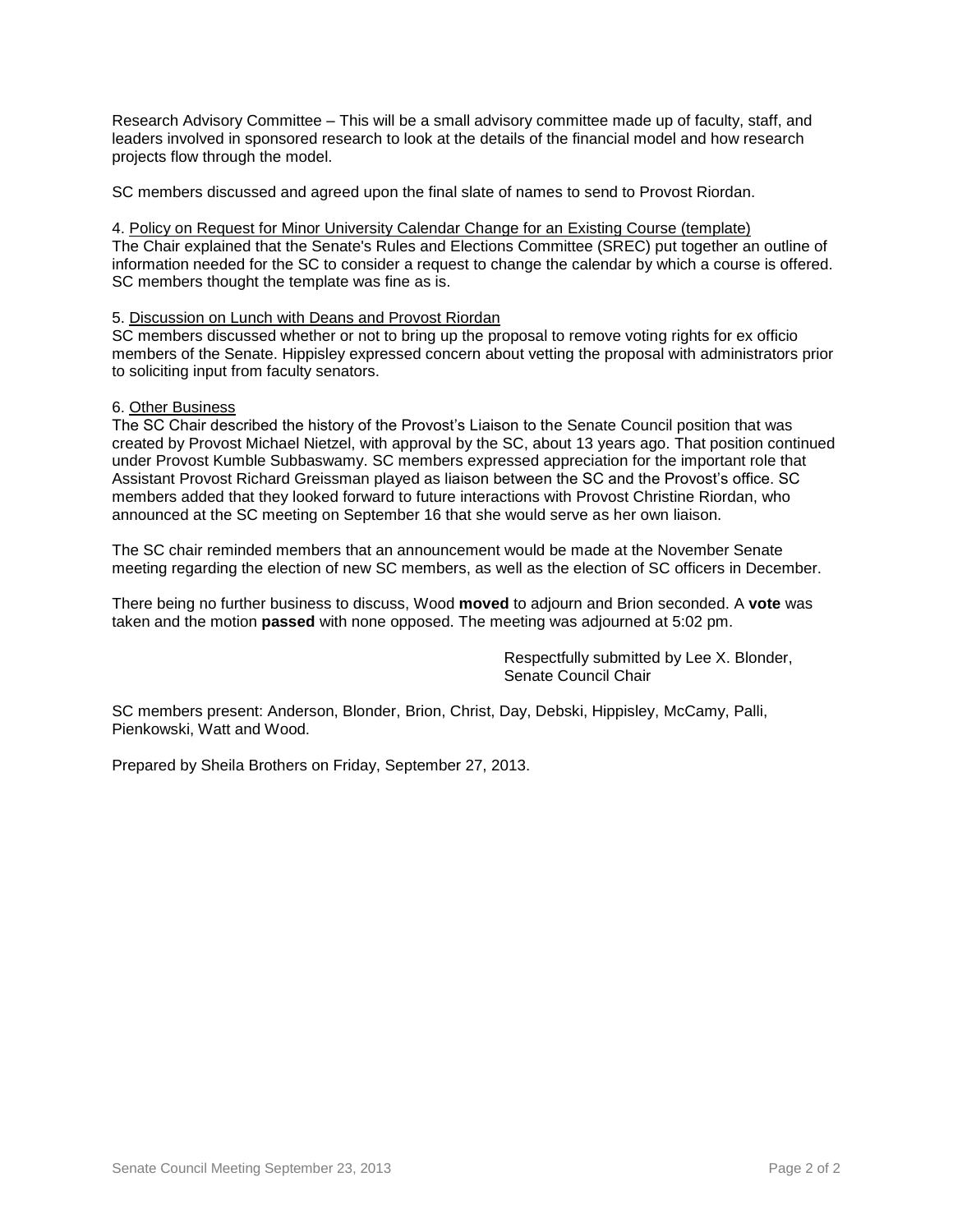Research Advisory Committee – This will be a small advisory committee made up of faculty, staff, and leaders involved in sponsored research to look at the details of the financial model and how research projects flow through the model.

SC members discussed and agreed upon the final slate of names to send to Provost Riordan.

4. <u>Policy on Request for Minor University Calendar Change for an Existing Course (template)</u>
The Chair explained that the Senate's Rules and Elections Committee (SREC) put together an outline of information needed for the SC to consider a request to change the calendar by which a course is offered. SC members thought the template was fine as is.

5. <u>Discussion on Lunch with Deans and Provost Riordan</u>
SC members discussed whether or not to bring up the proposal to remove voting rights for ex officio members of the Senate. Hippisley expressed concern about vetting the proposal with administrators prior to soliciting input from faculty senators.

6. <u>Other Business</u>
The SC Chair described the history of the Provost's Liaison to the Senate Council position that was created by Provost Michael Nietzel, with approval by the SC, about 13 years ago. That position continued under Provost Kumble Subbaswamy. SC members expressed appreciation for the important role that Assistant Provost Richard Greissman played as liaison between the SC and the Provost's office. SC members added that they looked forward to future interactions with Provost Christine Riordan, who announced at the SC meeting on September 16 that she would serve as her own liaison.

The SC chair reminded members that an announcement would be made at the November Senate meeting regarding the election of new SC members, as well as the election of SC officers in December.

There being no further business to discuss, Wood **moved** to adjourn and Brion seconded. A **vote** was taken and the motion **passed** with none opposed. The meeting was adjourned at 5:02 pm.

Respectfully submitted by Lee X. Blonder,
Senate Council Chair

SC members present: Anderson, Blonder, Brion, Christ, Day, Debski, Hippisley, McCamy, Palli, Pienkowski, Watt and Wood.

Prepared by Sheila Brothers on Friday, September 27, 2013.